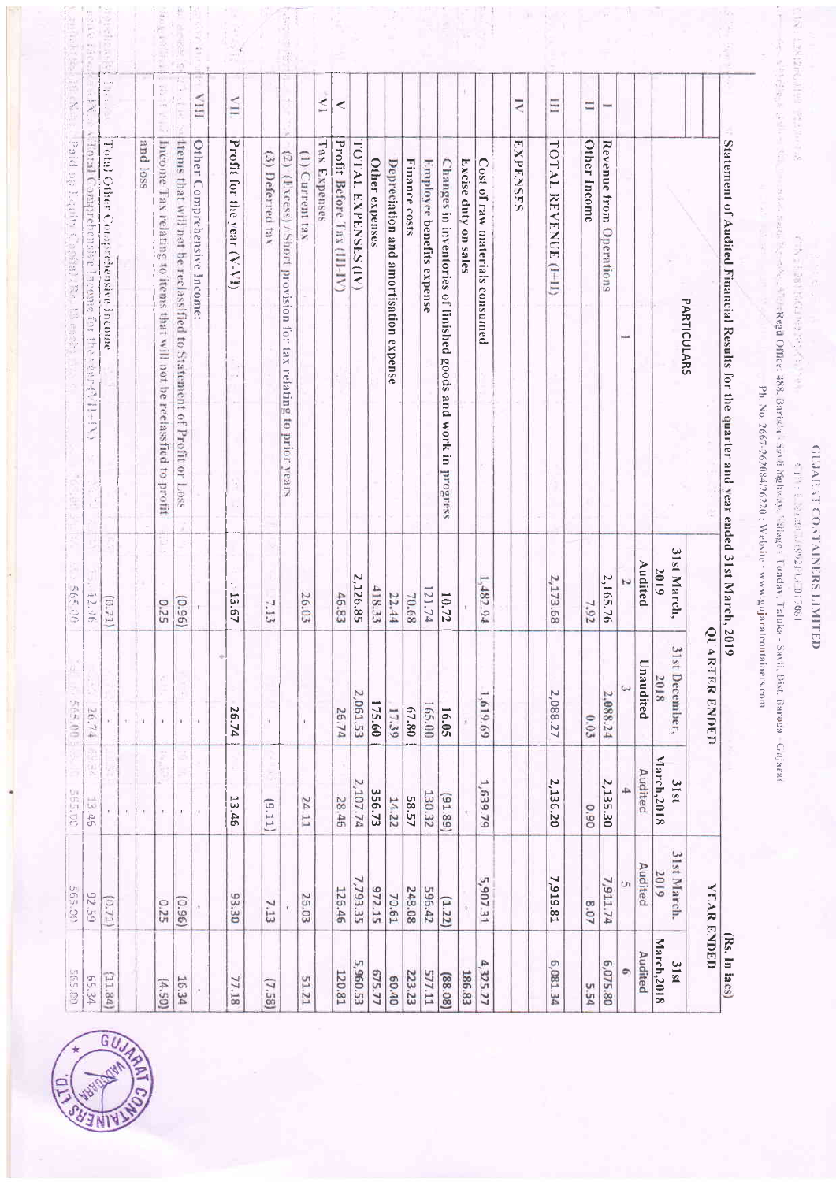# GUJARAT CONTAINERS LIMITED

Regd Office 488, Baroda - Savli Highway, Village - Tundav, Taluka - Savli, Dist. Baroda - Gujarat

Ph. No. 2667-262084/26220 ; Website : www.gujaratcontainers.com

## Statement of Audited Financial Results for the quarter and year ended 31st March, 2019

(Rs. In lacs)

| | PARTICULARS | QUARTER ENDED | | | YEAR ENDED | |
|---|---|---|---|---|---|---|
| | | 31st March, 2019 | 31st December, 2018 | 31st March,2018 | 31st March, 2019 | 31st March,2018 |
| | | Audited | Unaudited | Audited | Audited | Audited |
| | 1 | 2 | 3 | 4 | 5 | 6 |
| I | Revenue from Operations | 2,165.76 | 2,088.24 | 2,135.30 | 7,911.74 | 6,075.80 |
| II | Other Income | 7.92 | 0.03 | 0.90 | 8.07 | 5.54 |
| III | TOTAL REVENUE (I+II) | 2,173.68 | 2,088.27 | 2,136.20 | 7,919.81 | 6,081.34 |
| IV | EXPENSES | | | | | |
| | Cost of raw materials consumed | 1,482.94 | 1,619.69 | 1,639.79 | 5,907.31 | 4,325.27 |
| | Excise duty on sales | - | - | - | - | 186.83 |
| | Changes in inventories of finished goods and work in progress | 10.72 | 16.05 | (89.19) | (1.22) | (88.08) |
| | Employee benefits expense | 121.74 | 165.00 | 130.32 | 596.42 | 577.11 |
| | Finance costs | 70.68 | 67.80 | 58.57 | 248.08 | 223.23 |
| | Depreciation and amortisation expense | 22.44 | 17.39 | 14.22 | 70.61 | 60.40 |
| | Other expenses | 418.33 | 175.60 | 356.73 | 972.15 | 675.77 |
| | TOTAL EXPENSES (IV) | 2,126.85 | 2,061.53 | 2,107.74 | 7,793.35 | 5,960.53 |
| V | Profit Before Tax (III-IV) | 46.83 | 26.74 | 28.46 | 126.46 | 120.81 |
| VI | Tax Expenses | | | | | |
| | (1) Current tax | 26.03 | - | 24.11 | 26.03 | 51.21 |
| | (2) (Excess) / Short provision for tax relating to prior years | | | | - | |
| | (3) Deferred tax | 7.13 | - | (9.11) | 7.13 | (7.58) |
| VII | Profit for the year (V-VI) | 13.67 | 26.74 | 13.46 | 93.30 | 77.18 |
| VIII | Other Comprehensive Income: | - | - | - | - | - |
| | Items that will not be reclassified to Statement of Profit or Loss | (0.96) | - | - | (0.96) | 16.34 |
| | Income Tax relating to items that will not be reclassified to profit and loss | 0.25 | - | - | 0.25 | (4.50) |
| | Total Other Comprehensive Income | (0.71) | - | - | (0.71) | (11.84) |
| | Total Comprehensive Income for the year (VII-IX) | 12.96 | 26.74 | 13.45 | 92.59 | 65.34 |
| | Paid up Equity Capital (Rs. 10 each) | 565.00 | 565.00 | 565.00 | 565.00 | 565.00 |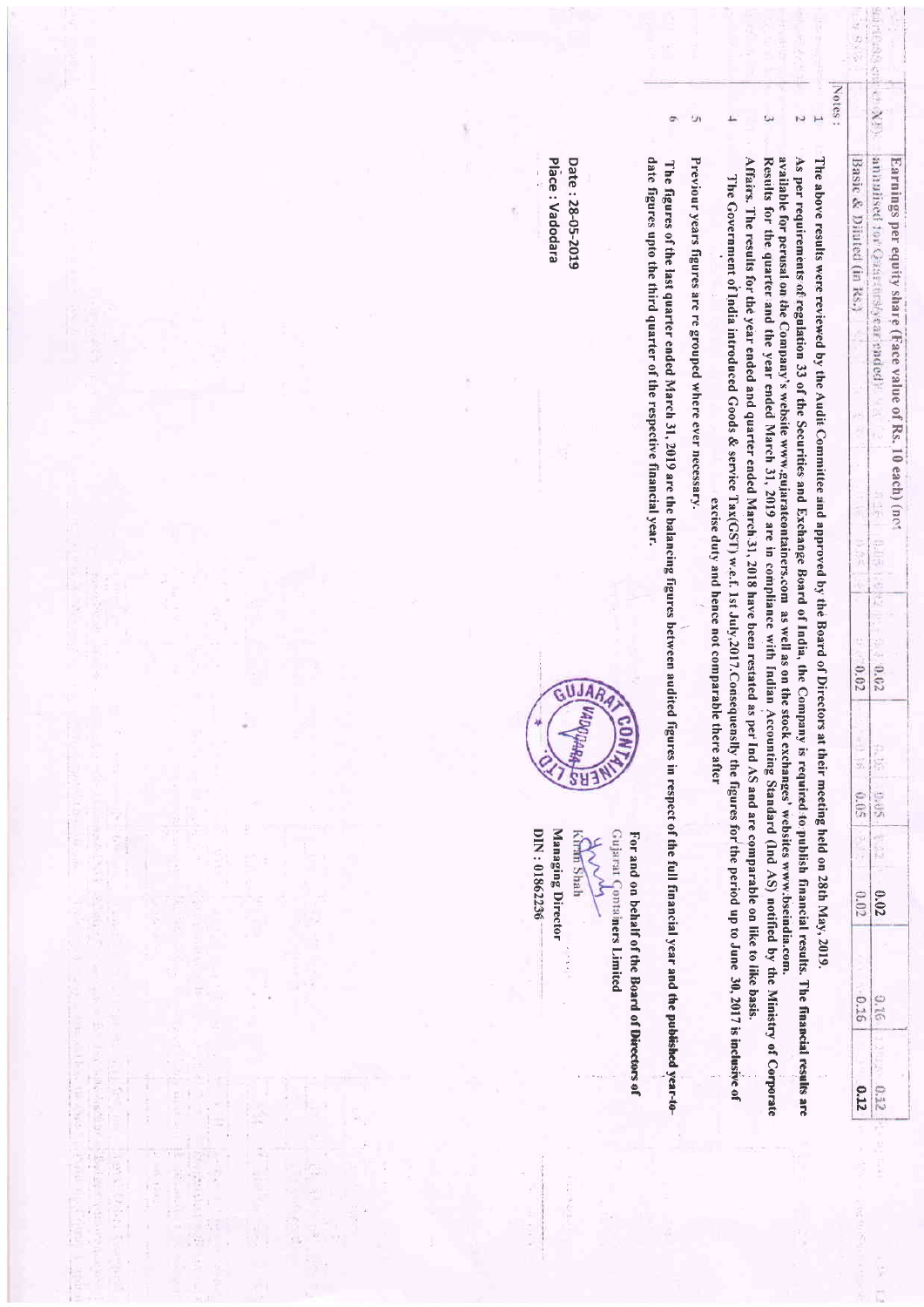| Particulars | | | | | |
|---|---|---|---|---|---|
| Earnings per equity share (Face value of Rs. 10 each) (not annualised for Quarters/year ended) | | | | | |
| Basic & Diluted (in Rs.) | 0.02 | 0.05 | 0.02 | 0.16 | 0.12 |

Notes :

1. The above results were reviewed by the Audit Committee and approved by the Board of Directors at their meeting held on 28th May, 2019.
2. As per requirements of regulation 33 of the Securities and Exchange Board of India, the Company is required to publish financial results. The financial results are available for perusal on the Company's website www.gujaratcontainers.com as well as on the stock exchanges' websites www.bseindia.com.
3. Results for the quarter and the year ended March 31, 2019 are in compliance with Indian Accounting Standard (Ind AS) notified by the Ministry of Corporate Affairs. The results for the year ended and quarter ended March 31, 2018 have been restated as per Ind AS and are comparable on like to like basis.
4. The Government of India introduced Goods & service Tax(GST) w.e.f. 1st July,2017.Consequently the figures for the period up to June 30, 2017 is inclusive of excise duty and hence not comparable there after
5. Previous years figures are re grouped where ever necessary.
6. The figures of the last quarter ended March 31, 2019 are the balancing figures between audited figures in respect of the full financial year and the published year-to-date figures upto the third quarter of the respective financial year.

For and on behalf of the Board of Directors of
Gujarat Containers Limited

Kiran Shah
Managing Director
DIN : 01862236

Date : 28-05-2019
Place : Vadodara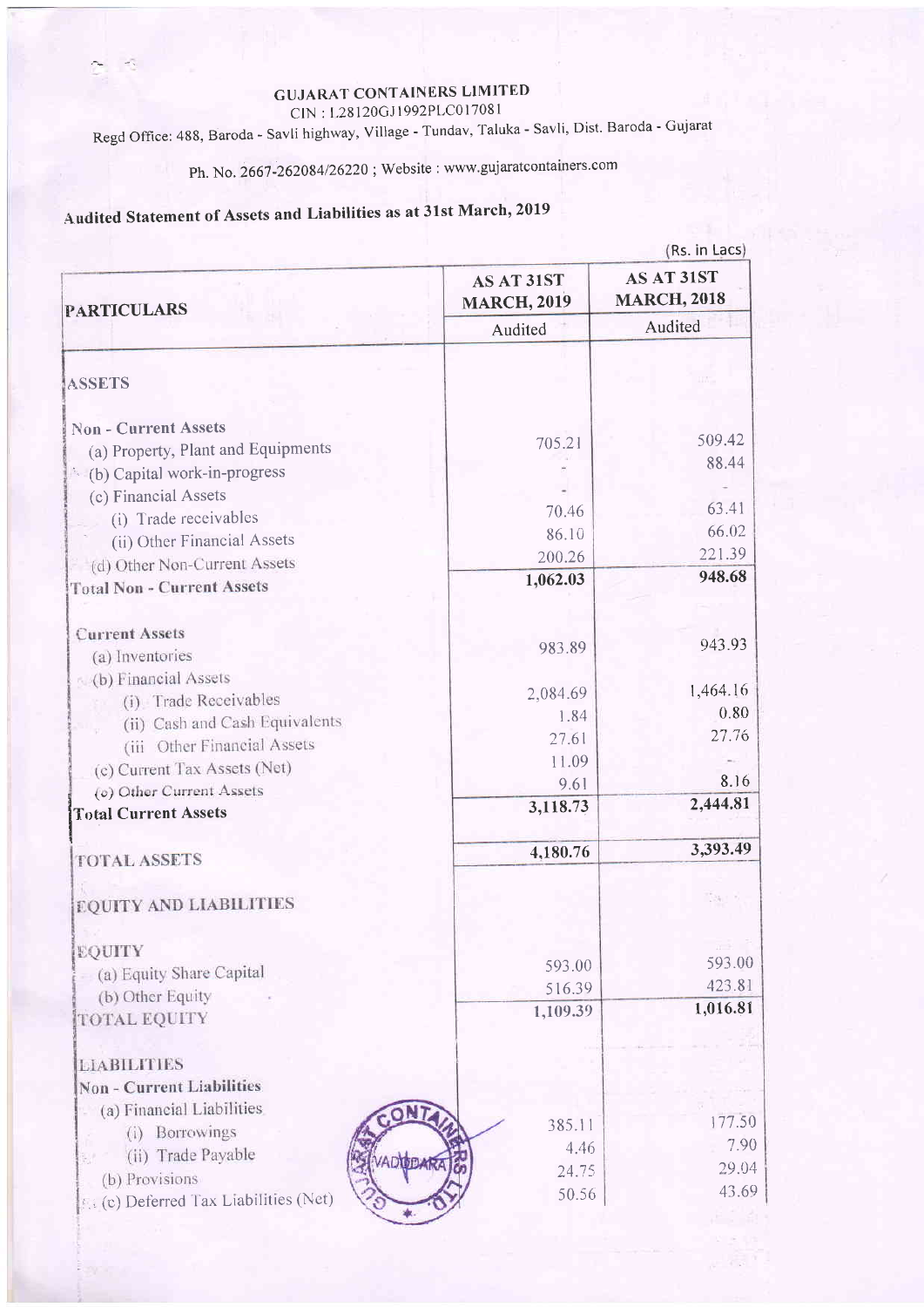# GUJARAT CONTAINERS LIMITED

CIN : L28120GJ1992PLC017081

Regd Office: 488, Baroda - Savli highway, Village - Tundav, Taluka - Savli, Dist. Baroda - Gujarat

Ph. No. 2667-262084/26220 ; Website : www.gujaratcontainers.com

## Audited Statement of Assets and Liabilities as at 31st March, 2019

(Rs. in Lacs)

| PARTICULARS | AS AT 31ST MARCH, 2019 | AS AT 31ST MARCH, 2018 |
|---|---|---|
| | Audited | Audited |
| **ASSETS** | | |
| **Non - Current Assets** | | |
| (a) Property, Plant and Equipments | 705.21 | 509.42 |
| (b) Capital work-in-progress | - | 88.44 |
| (c) Financial Assets | - | - |
| (i) Trade receivables | 70.46 | 63.41 |
| (ii) Other Financial Assets | 86.10 | 66.02 |
| (d) Other Non-Current Assets | 200.26 | 221.39 |
| **Total Non - Current Assets** | **1,062.03** | **948.68** |
| **Current Assets** | | |
| (a) Inventories | 983.89 | 943.93 |
| (b) Financial Assets | | |
| (i) Trade Receivables | 2,084.69 | 1,464.16 |
| (ii) Cash and Cash Equivalents | 1.84 | 0.80 |
| (iii Other Financial Assets | 27.61 | 27.76 |
| (c) Current Tax Assets (Net) | 11.09 | - |
| (e) Other Current Assets | 9.61 | 8.16 |
| **Total Current Assets** | **3,118.73** | **2,444.81** |
| **TOTAL ASSETS** | **4,180.76** | **3,393.49** |
| **EQUITY AND LIABILITIES** | | |
| **EQUITY** | | |
| (a) Equity Share Capital | 593.00 | 593.00 |
| (b) Other Equity | 516.39 | 423.81 |
| **TOTAL EQUITY** | **1,109.39** | **1,016.81** |
| **LIABILITIES** | | |
| **Non - Current Liabilities** | | |
| (a) Financial Liabilities | | |
| (i) Borrowings | 385.11 | 177.50 |
| (ii) Trade Payable | 4.46 | 7.90 |
| (b) Provisions | 24.75 | 29.04 |
| (c) Deferred Tax Liabilities (Net) | 50.56 | 43.69 |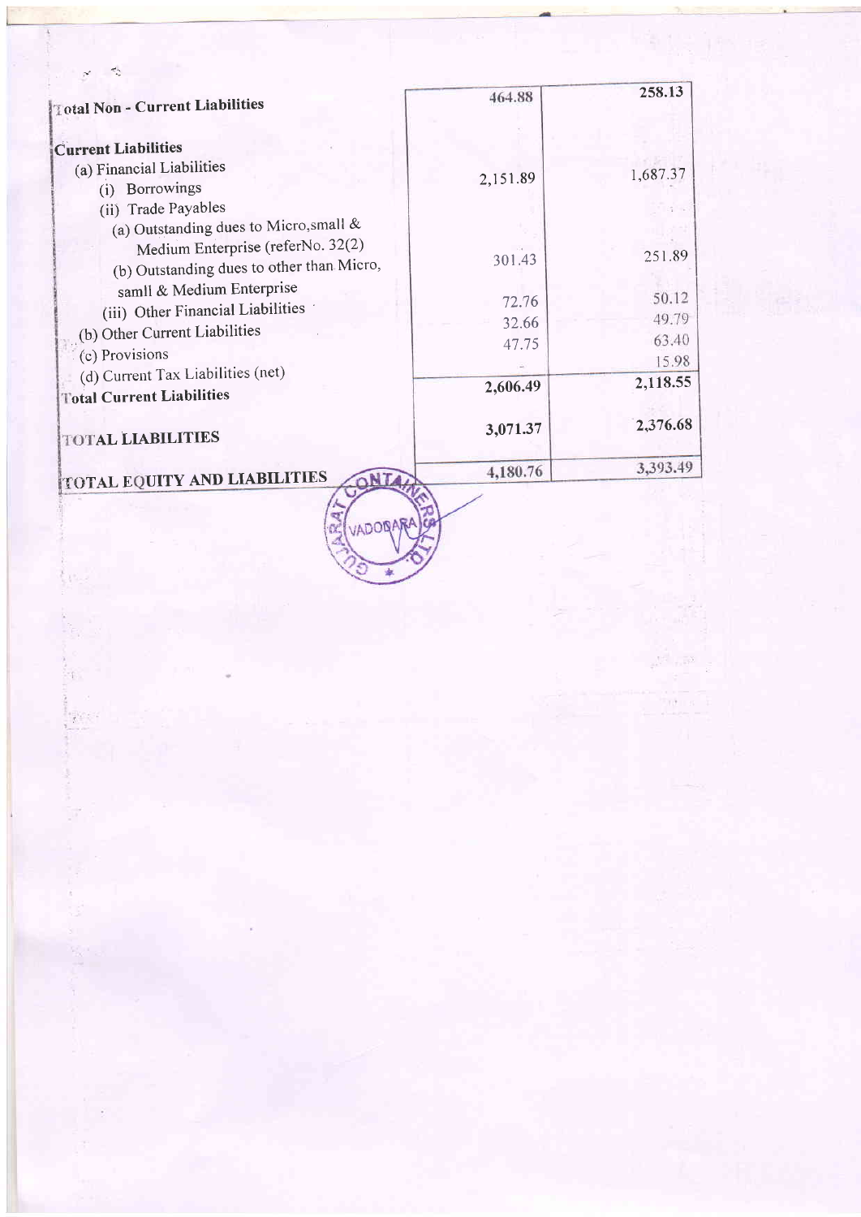| | | |
|---|---|---|
| **Total Non - Current Liabilities** | 464.88 | 258.13 |
| **Current Liabilities** | | |
| (a) Financial Liabilities | | |
| (i) Borrowings | 2,151.89 | 1,687.37 |
| (ii) Trade Payables | | |
| (a) Outstanding dues to Micro,small & Medium Enterprise (referNo. 32(2) | | |
| (b) Outstanding dues to other than Micro, samll & Medium Enterprise | 301.43 | 251.89 |
| (iii) Other Financial Liabilities | 72.76 | 50.12 |
| (b) Other Current Liabilities | 32.66 | 49.79 |
| (c) Provisions | 47.75 | 63.40 |
| (d) Current Tax Liabilities (net) | - | 15.98 |
| **Total Current Liabilities** | **2,606.49** | **2,118.55** |
| **TOTAL LIABILITIES** | **3,071.37** | **2,376.68** |
| **TOTAL EQUITY AND LIABILITIES** | **4,180.76** | **3,393.49** |

GUJARAT CONTAINERS LTD. VADODARA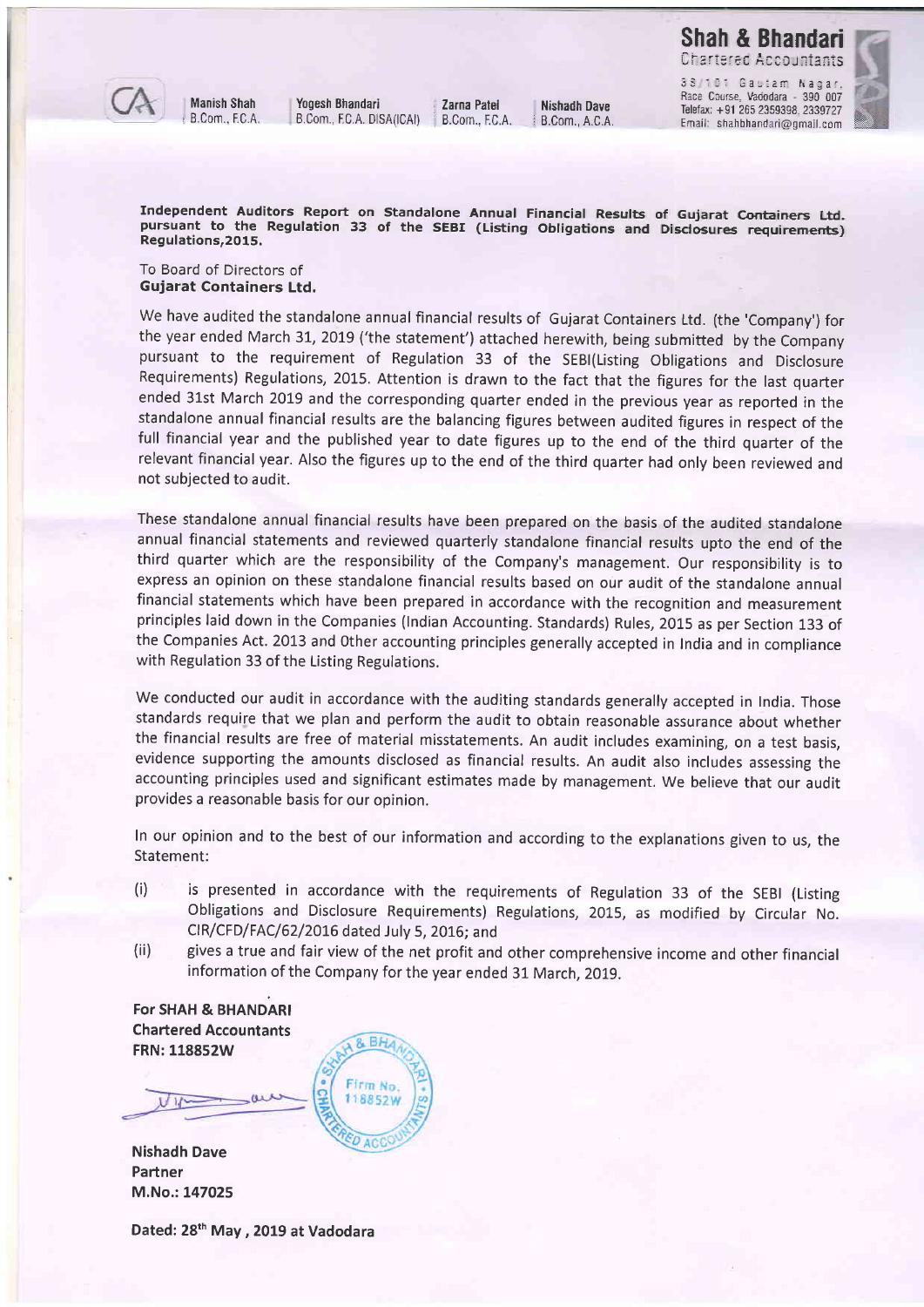**Shah & Bhandari**
Chartered Accountants

Manish Shah B.Com., F.C.A. | Yogesh Bhandari B.Com., F.C.A. DISA(ICAI) | Zarna Patel B.Com., F.C.A. | Nishadh Dave B.Com., A.C.A.

38/101 Gautam Nagar, Race Course, Vadodara - 390 007
Telefax: +91 265 2359398, 2339727
Email: shahbhandari@gmail.com

**Independent Auditors Report on Standalone Annual Financial Results of Gujarat Containers Ltd. pursuant to the Regulation 33 of the SEBI (Listing Obligations and Disclosures requirements) Regulations,2015.**

To Board of Directors of
**Gujarat Containers Ltd.**

We have audited the standalone annual financial results of Gujarat Containers Ltd. (the 'Company') for the year ended March 31, 2019 ('the statement') attached herewith, being submitted by the Company pursuant to the requirement of Regulation 33 of the SEBI(Listing Obligations and Disclosure Requirements) Regulations, 2015. Attention is drawn to the fact that the figures for the last quarter ended 31st March 2019 and the corresponding quarter ended in the previous year as reported in the standalone annual financial results are the balancing figures between audited figures in respect of the full financial year and the published year to date figures up to the end of the third quarter of the relevant financial year. Also the figures up to the end of the third quarter had only been reviewed and not subjected to audit.

These standalone annual financial results have been prepared on the basis of the audited standalone annual financial statements and reviewed quarterly standalone financial results upto the end of the third quarter which are the responsibility of the Company's management. Our responsibility is to express an opinion on these standalone financial results based on our audit of the standalone annual financial statements which have been prepared in accordance with the recognition and measurement principles laid down in the Companies (Indian Accounting. Standards) Rules, 2015 as per Section 133 of the Companies Act. 2013 and Other accounting principles generally accepted in India and in compliance with Regulation 33 of the Listing Regulations.

We conducted our audit in accordance with the auditing standards generally accepted in India. Those standards require that we plan and perform the audit to obtain reasonable assurance about whether the financial results are free of material misstatements. An audit includes examining, on a test basis, evidence supporting the amounts disclosed as financial results. An audit also includes assessing the accounting principles used and significant estimates made by management. We believe that our audit provides a reasonable basis for our opinion.

In our opinion and to the best of our information and according to the explanations given to us, the Statement:

(i) is presented in accordance with the requirements of Regulation 33 of the SEBI (Listing Obligations and Disclosure Requirements) Regulations, 2015, as modified by Circular No. CIR/CFD/FAC/62/2016 dated July 5, 2016; and

(ii) gives a true and fair view of the net profit and other comprehensive income and other financial information of the Company for the year ended 31 March, 2019.

**For SHAH & BHANDARI**
**Chartered Accountants**
**FRN: 118852W**

**Nishadh Dave**
**Partner**
**M.No.: 147025**

**Dated: 28th May , 2019 at Vadodara**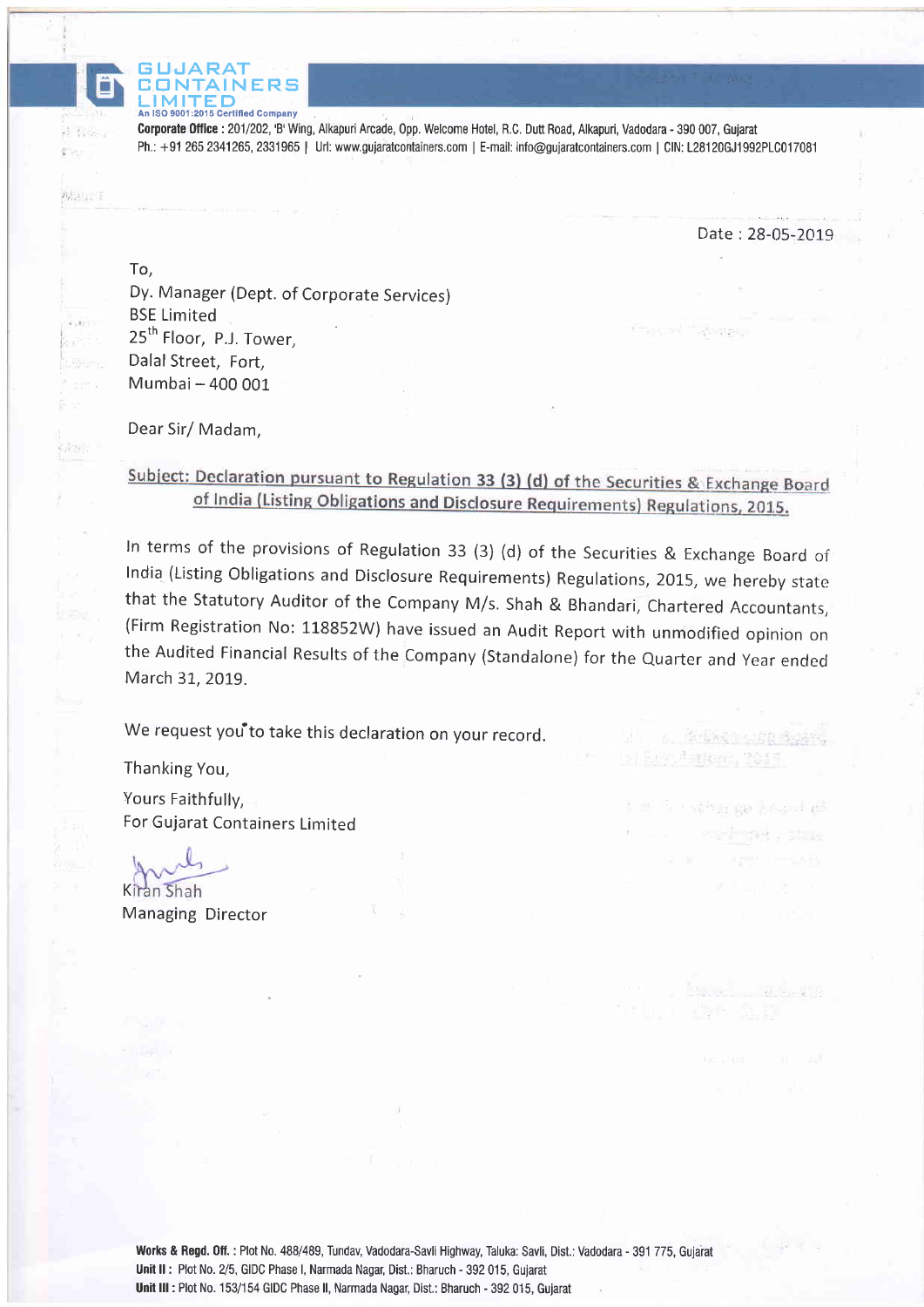**GUJARAT CONTAINERS LIMITED**
An ISO 9001:2015 Certified Company

**Corporate Office :** 201/202, 'B' Wing, Alkapuri Arcade, Opp. Welcome Hotel, R.C. Dutt Road, Alkapuri, Vadodara - 390 007, Gujarat
Ph.: +91 265 2341265, 2331965 | Url: www.gujaratcontainers.com | E-mail: info@gujaratcontainers.com | CIN: L28120GJ1992PLC017081

Date : 28-05-2019

To,
Dy. Manager (Dept. of Corporate Services)
BSE Limited
25th Floor, P.J. Tower,
Dalal Street, Fort,
Mumbai – 400 001

Dear Sir/ Madam,

**Subject: Declaration pursuant to Regulation 33 (3) (d) of the Securities & Exchange Board of India (Listing Obligations and Disclosure Requirements) Regulations, 2015.**

In terms of the provisions of Regulation 33 (3) (d) of the Securities & Exchange Board of India (Listing Obligations and Disclosure Requirements) Regulations, 2015, we hereby state that the Statutory Auditor of the Company M/s. Shah & Bhandari, Chartered Accountants, (Firm Registration No: 118852W) have issued an Audit Report with unmodified opinion on the Audited Financial Results of the Company (Standalone) for the Quarter and Year ended March 31, 2019.

We request you to take this declaration on your record.

Thanking You,

Yours Faithfully,
For Gujarat Containers Limited

Kiran Shah
Managing Director

**Works & Regd. Off. :** Plot No. 488/489, Tundav, Vadodara-Savli Highway, Taluka: Savli, Dist.: Vadodara - 391 775, Gujarat
**Unit II :** Plot No. 2/5, GIDC Phase I, Narmada Nagar, Dist.: Bharuch - 392 015, Gujarat
**Unit III :** Plot No. 153/154 GIDC Phase II, Narmada Nagar, Dist.: Bharuch - 392 015, Gujarat